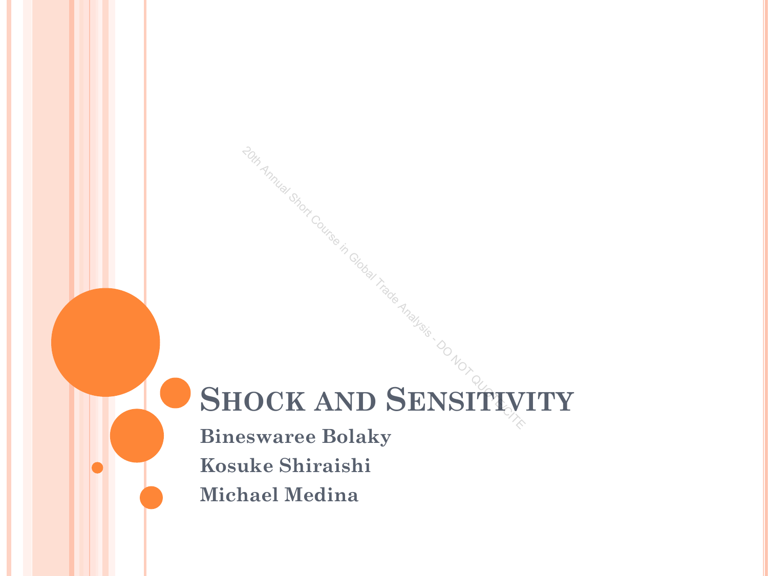# Shock and Sensitivity

**Bineswaree Bolaky**

**Kosuke Shiraishi**

**Michael Medina**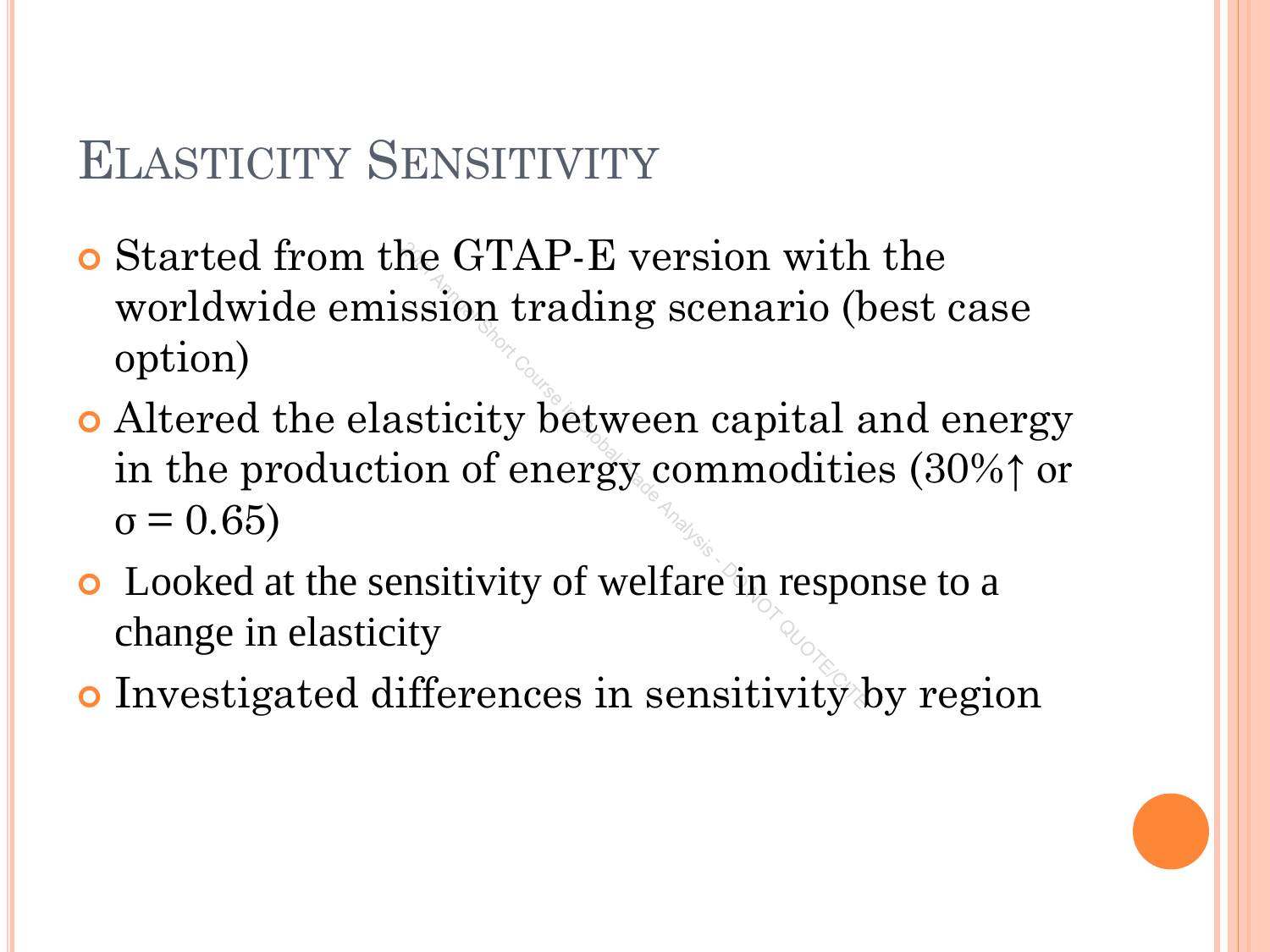# Elasticity Sensitivity

- Started from the GTAP-E version with the worldwide emission trading scenario (best case option)
- Altered the elasticity between capital and energy in the production of energy commodities (30%↑ or $\sigma = 0.65$)
- Looked at the sensitivity of welfare in response to a change in elasticity
- Investigated differences in sensitivity by region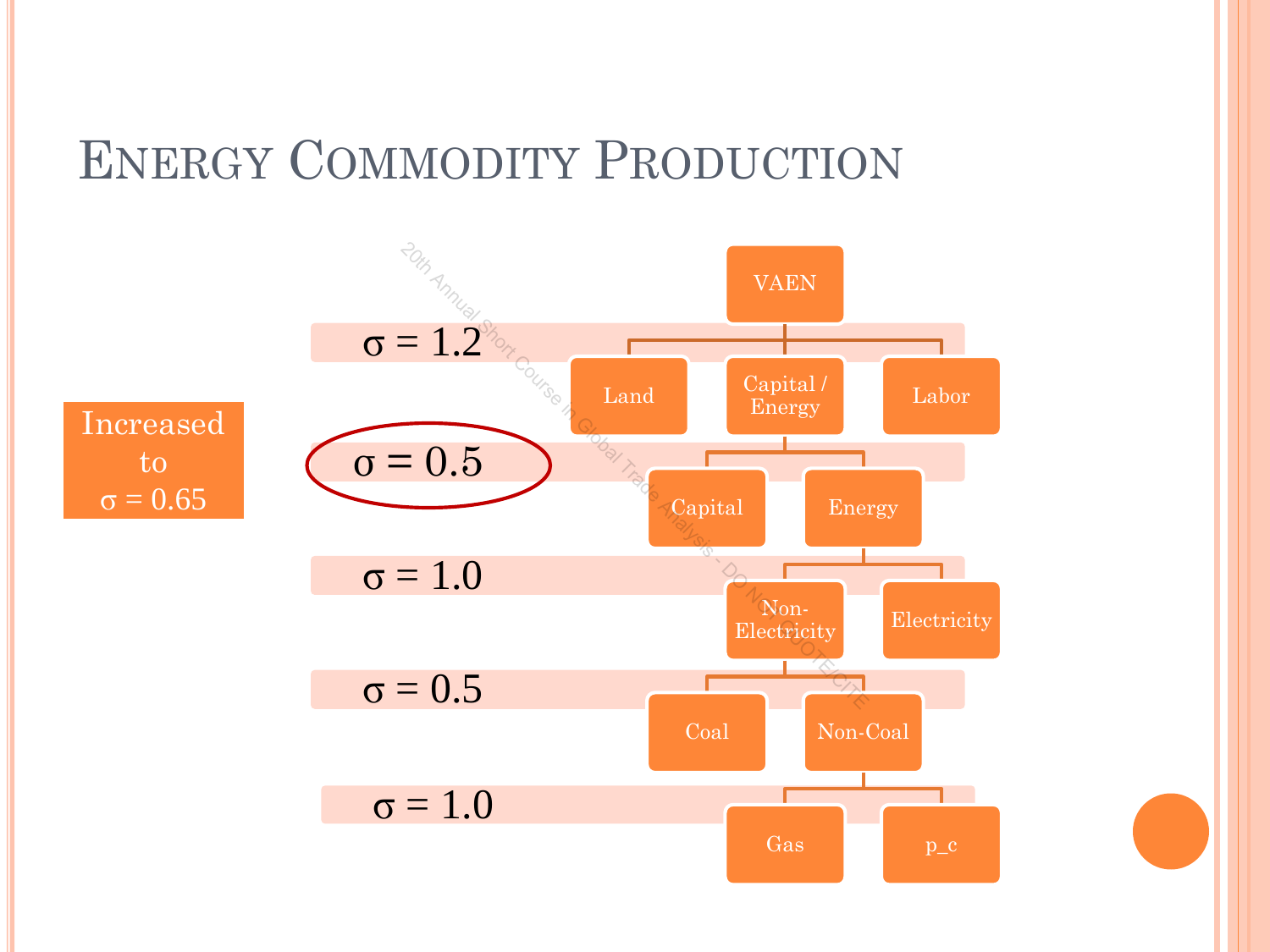# Energy Commodity Production

Increased to $\sigma = 0.65$

- VAEN
  - $\sigma = 1.2$: Land, Capital / Energy, Labor
    - Capital / Energy — $\sigma = 0.5$: Capital, Energy
      - Energy — $\sigma = 1.0$: Non-Electricity, Electricity
        - Non-Electricity — $\sigma = 0.5$: Coal, Non-Coal
          - Non-Coal — $\sigma = 1.0$: Gas, p_c

20th Annual Short Course in Global Trade Analysis - DO NOT QUOTE/CITE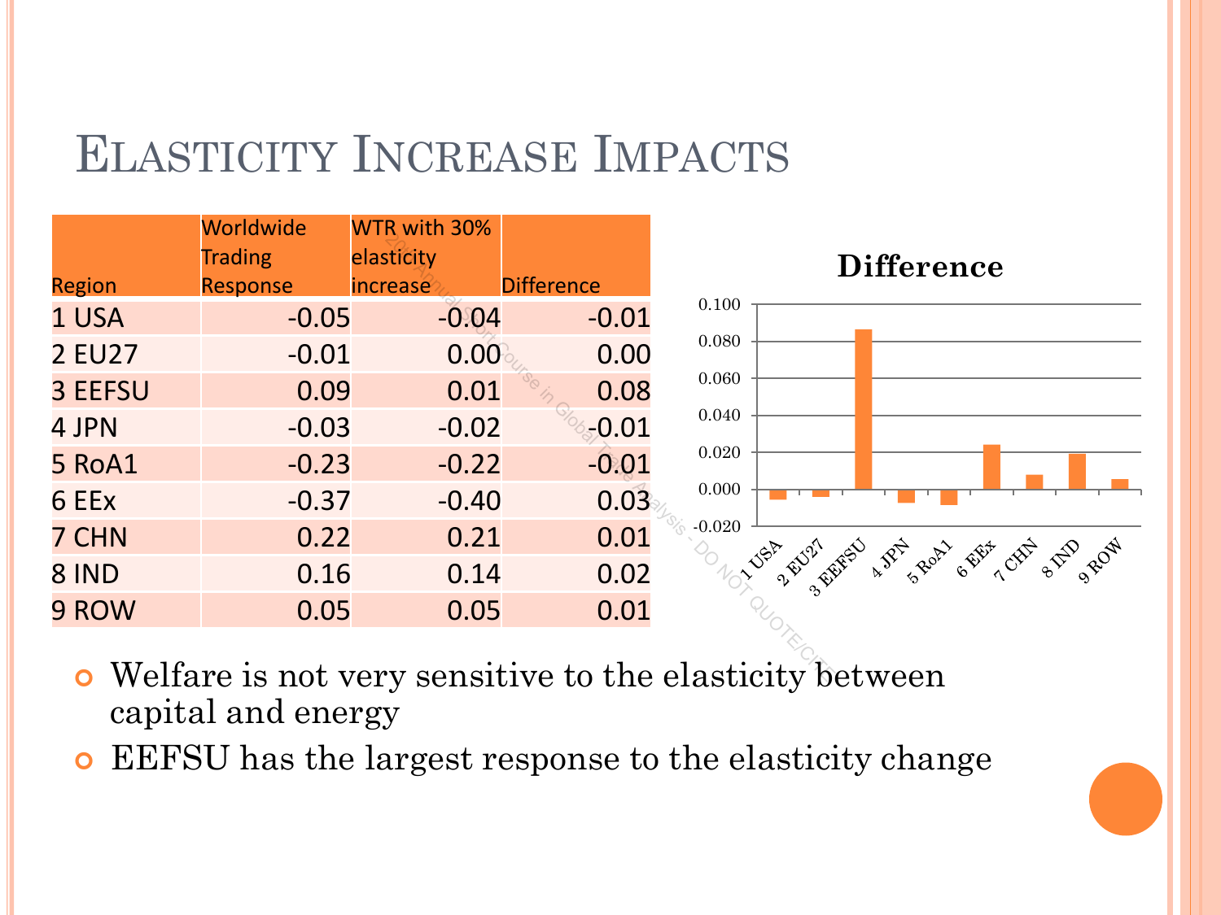# Elasticity Increase Impacts

| Region | Worldwide Trading Response | WTR with 30% elasticity increase | Difference |
|---|---|---|---|
| 1 USA | -0.05 | -0.04 | -0.01 |
| 2 EU27 | -0.01 | 0.00 | 0.00 |
| 3 EEFSU | 0.09 | 0.01 | 0.08 |
| 4 JPN | -0.03 | -0.02 | -0.01 |
| 5 RoA1 | -0.23 | -0.22 | -0.01 |
| 6 EEx | -0.37 | -0.40 | 0.03 |
| 7 CHN | 0.22 | 0.21 | 0.01 |
| 8 IND | 0.16 | 0.14 | 0.02 |
| 9 ROW | 0.05 | 0.05 | 0.01 |

**Difference**

- Welfare is not very sensitive to the elasticity between capital and energy
- EEFSU has the largest response to the elasticity change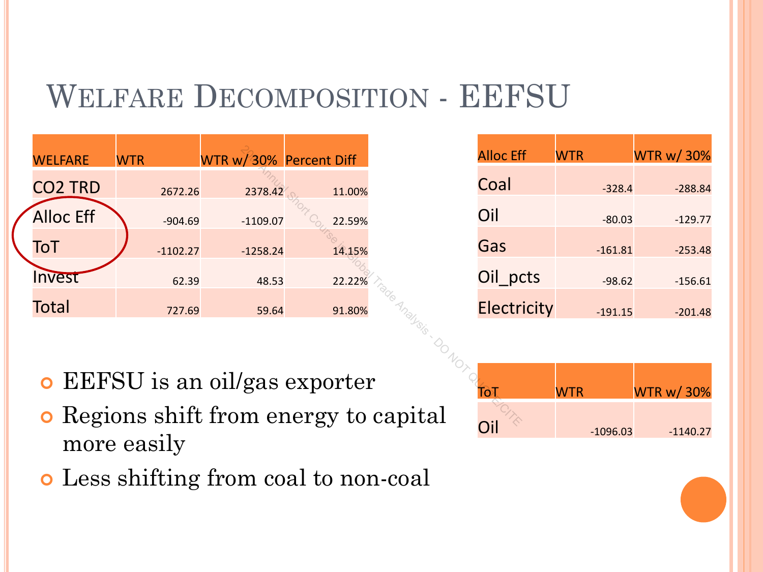# Welfare Decomposition - EEFSU

| WELFARE | WTR | WTR w/ 30% | Percent Diff |
|---|---|---|---|
| CO2 TRD | 2672.26 | 2378.42 | 11.00% |
| Alloc Eff | -904.69 | -1109.07 | 22.59% |
| ToT | -1102.27 | -1258.24 | 14.15% |
| Invest | 62.39 | 48.53 | 22.22% |
| Total | 727.69 | 59.64 | 91.80% |

| Alloc Eff | WTR | WTR w/ 30% |
|---|---|---|
| Coal | -328.4 | -288.84 |
| Oil | -80.03 | -129.77 |
| Gas | -161.81 | -253.48 |
| Oil_pcts | -98.62 | -156.61 |
| Electricity | -191.15 | -201.48 |

| ToT | WTR | WTR w/ 30% |
|---|---|---|
| Oil | -1096.03 | -1140.27 |

- EEFSU is an oil/gas exporter
- Regions shift from energy to capital more easily
- Less shifting from coal to non-coal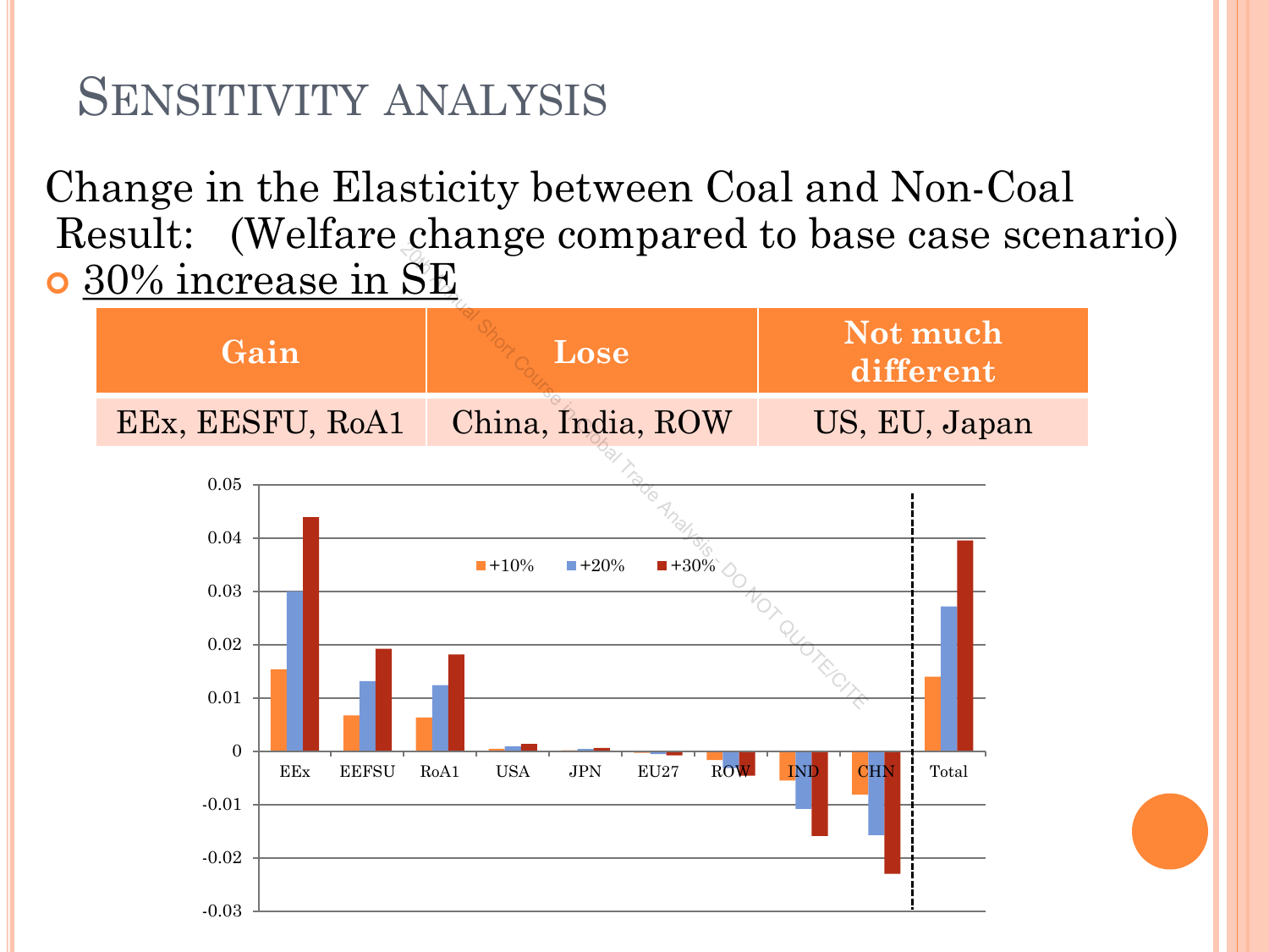# Sensitivity analysis

Change in the Elasticity between Coal and Non-Coal

Result: (Welfare change compared to base case scenario)

- <u>30% increase in SE</u>

| Gain | Lose | Not much different |
|---|---|---|
| EEx, EESFU, RoA1 | China, India, ROW | US, EU, Japan |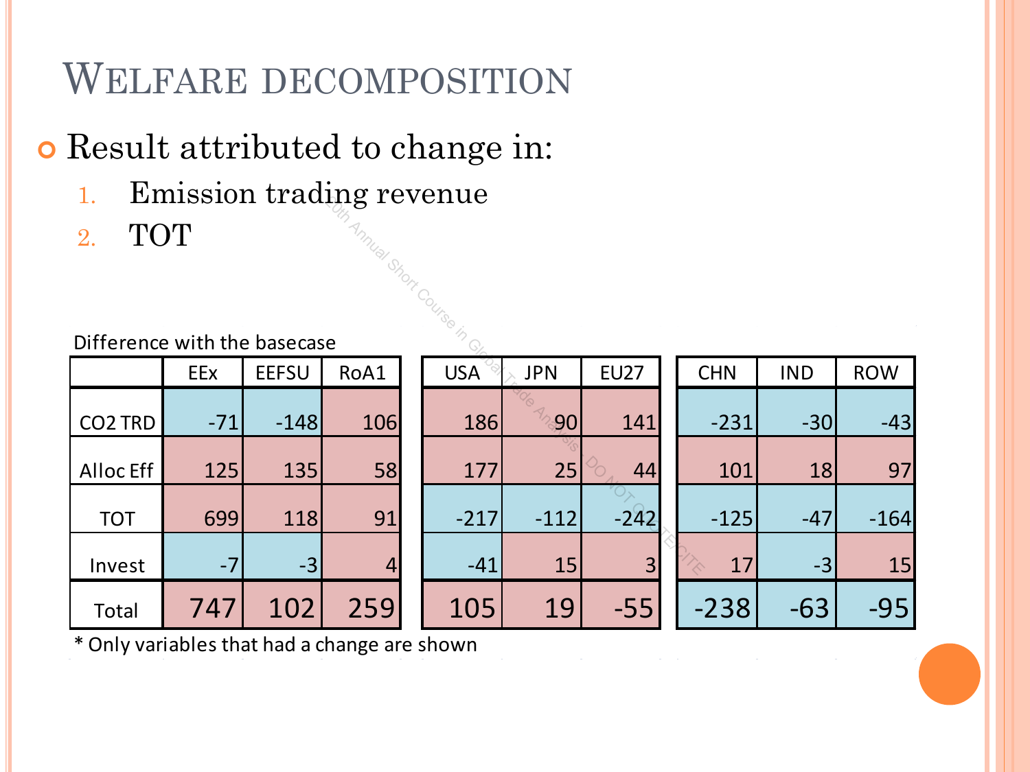# Welfare decomposition

- Result attributed to change in:
  1. Emission trading revenue
  2. TOT

Difference with the basecase

| | EEx | EEFSU | RoA1 | USA | JPN | EU27 | CHN | IND | ROW |
|---|---|---|---|---|---|---|---|---|---|
| CO2 TRD | -71 | -148 | 106 | 186 | 90 | 141 | -231 | -30 | -43 |
| Alloc Eff | 125 | 135 | 58 | 177 | 25 | 44 | 101 | 18 | 97 |
| TOT | 699 | 118 | 91 | -217 | -112 | -242 | -125 | -47 | -164 |
| Invest | -7 | -3 | 4 | -41 | 15 | 3 | 17 | -3 | 15 |
| Total | 747 | 102 | 259 | 105 | 19 | -55 | -238 | -63 | -95 |

* Only variables that had a change are shown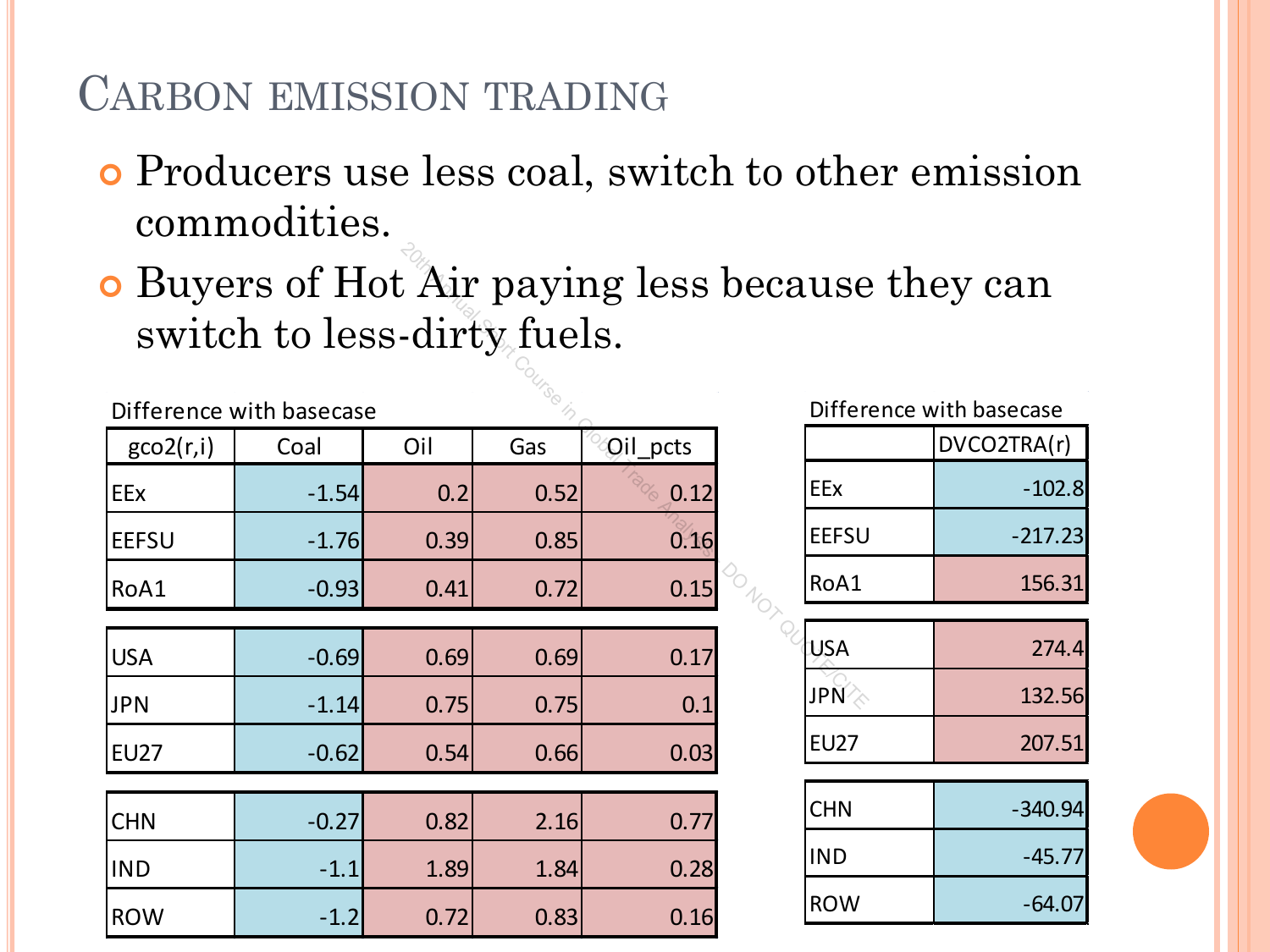# Carbon emission trading

- Producers use less coal, switch to other emission commodities.
- Buyers of Hot Air paying less because they can switch to less-dirty fuels.

Difference with basecase

| gco2(r,i) | Coal | Oil | Gas | Oil_pcts |
|---|---|---|---|---|
| EEx | -1.54 | 0.2 | 0.52 | 0.12 |
| EEFSU | -1.76 | 0.39 | 0.85 | 0.16 |
| RoA1 | -0.93 | 0.41 | 0.72 | 0.15 |
| USA | -0.69 | 0.69 | 0.69 | 0.17 |
| JPN | -1.14 | 0.75 | 0.75 | 0.1 |
| EU27 | -0.62 | 0.54 | 0.66 | 0.03 |
| CHN | -0.27 | 0.82 | 2.16 | 0.77 |
| IND | -1.1 | 1.89 | 1.84 | 0.28 |
| ROW | -1.2 | 0.72 | 0.83 | 0.16 |

Difference with basecase

| | DVCO2TRA(r) |
|---|---|
| EEx | -102.8 |
| EEFSU | -217.23 |
| RoA1 | 156.31 |
| USA | 274.4 |
| JPN | 132.56 |
| EU27 | 207.51 |
| CHN | -340.94 |
| IND | -45.77 |
| ROW | -64.07 |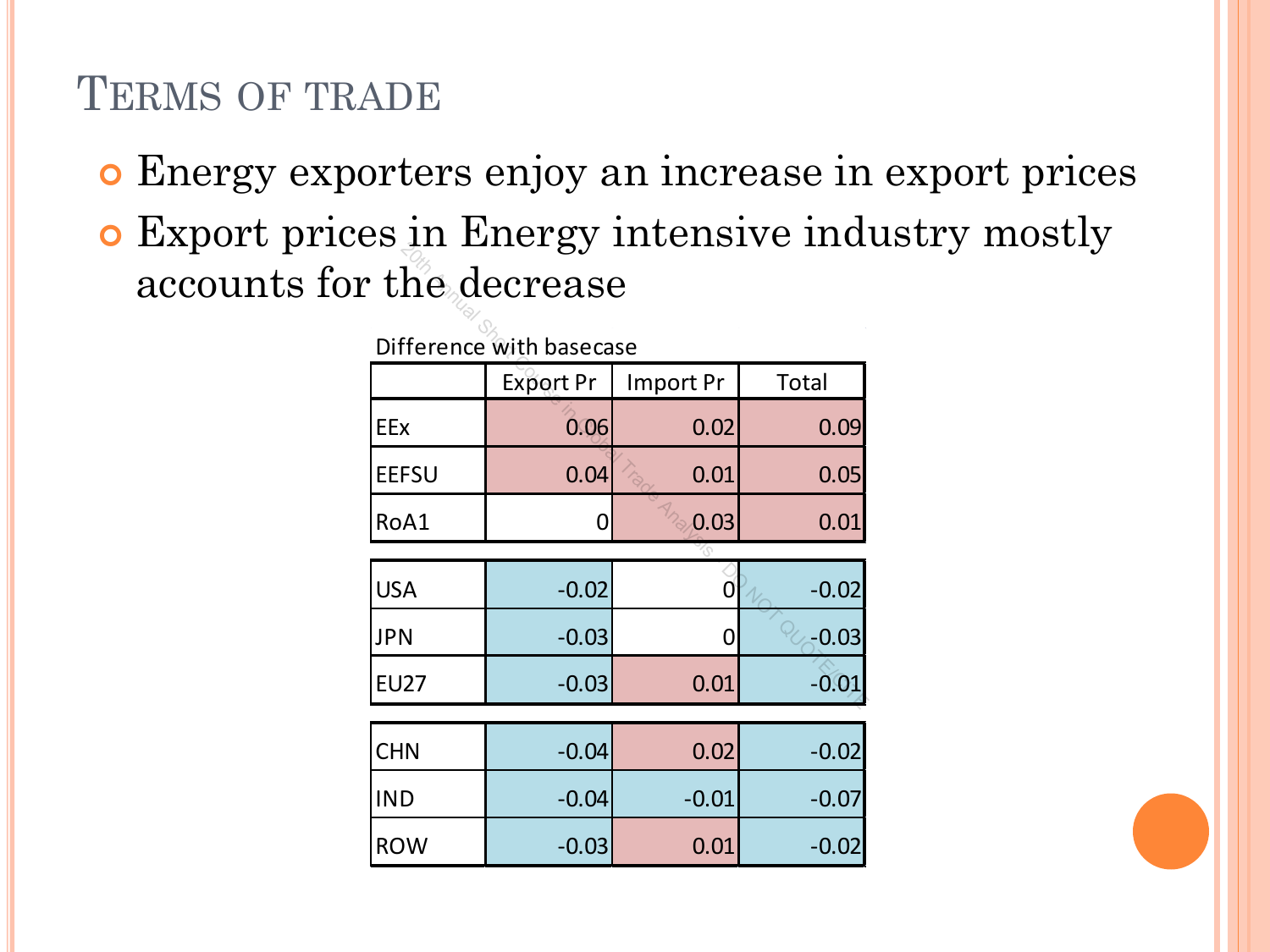# Terms of trade

- Energy exporters enjoy an increase in export prices
- Export prices in Energy intensive industry mostly accounts for the decrease

Difference with basecase

| | Export Pr | Import Pr | Total |
|---|---|---|---|
| EEx | 0.06 | 0.02 | 0.09 |
| EEFSU | 0.04 | 0.01 | 0.05 |
| RoA1 | 0 | 0.03 | 0.01 |
| USA | -0.02 | 0 | -0.02 |
| JPN | -0.03 | 0 | -0.03 |
| EU27 | -0.03 | 0.01 | -0.01 |
| CHN | -0.04 | 0.02 | -0.02 |
| IND | -0.04 | -0.01 | -0.07 |
| ROW | -0.03 | 0.01 | -0.02 |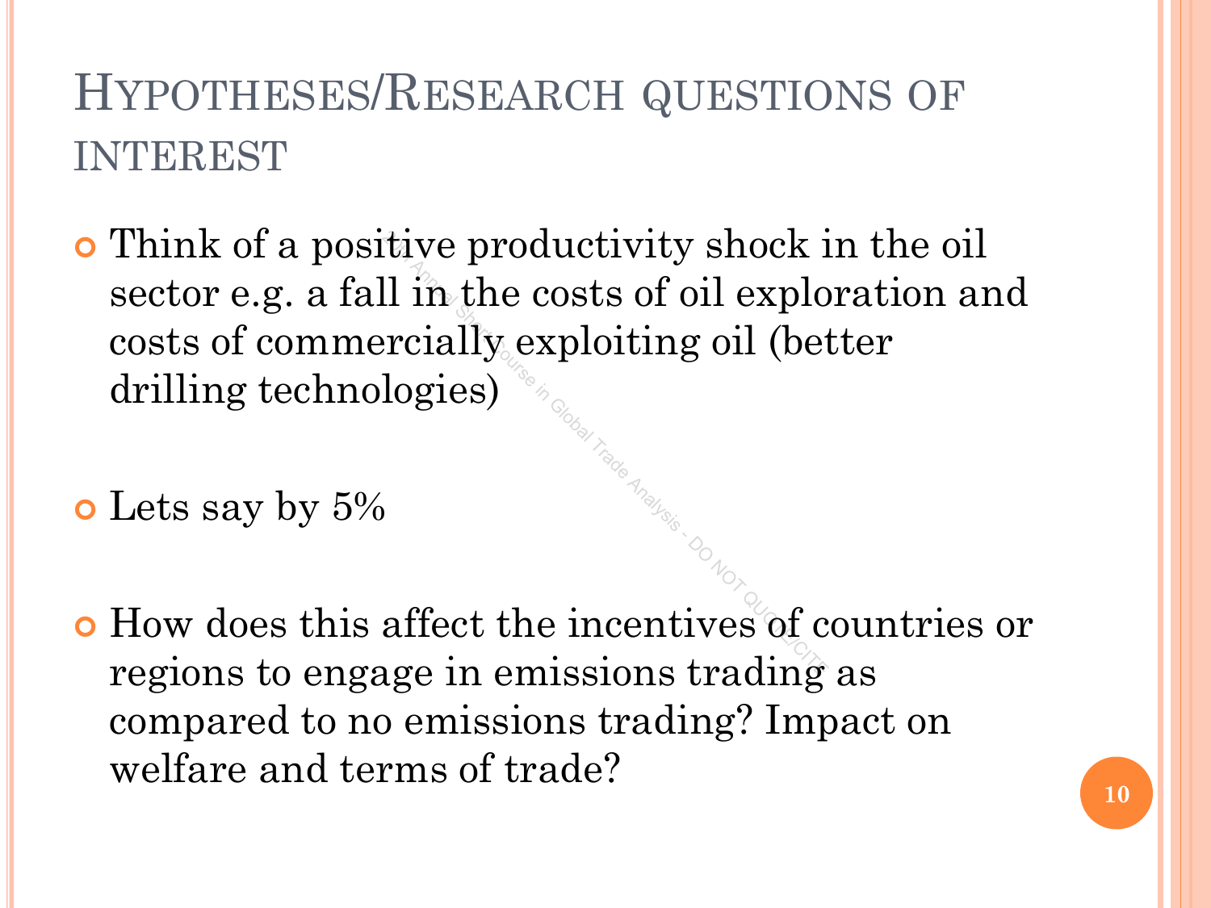# Hypotheses/Research questions of interest

- Think of a positive productivity shock in the oil sector e.g. a fall in the costs of oil exploration and costs of commercially exploiting oil (better drilling technologies)
- Lets say by 5%
- How does this affect the incentives of countries or regions to engage in emissions trading as compared to no emissions trading? Impact on welfare and terms of trade?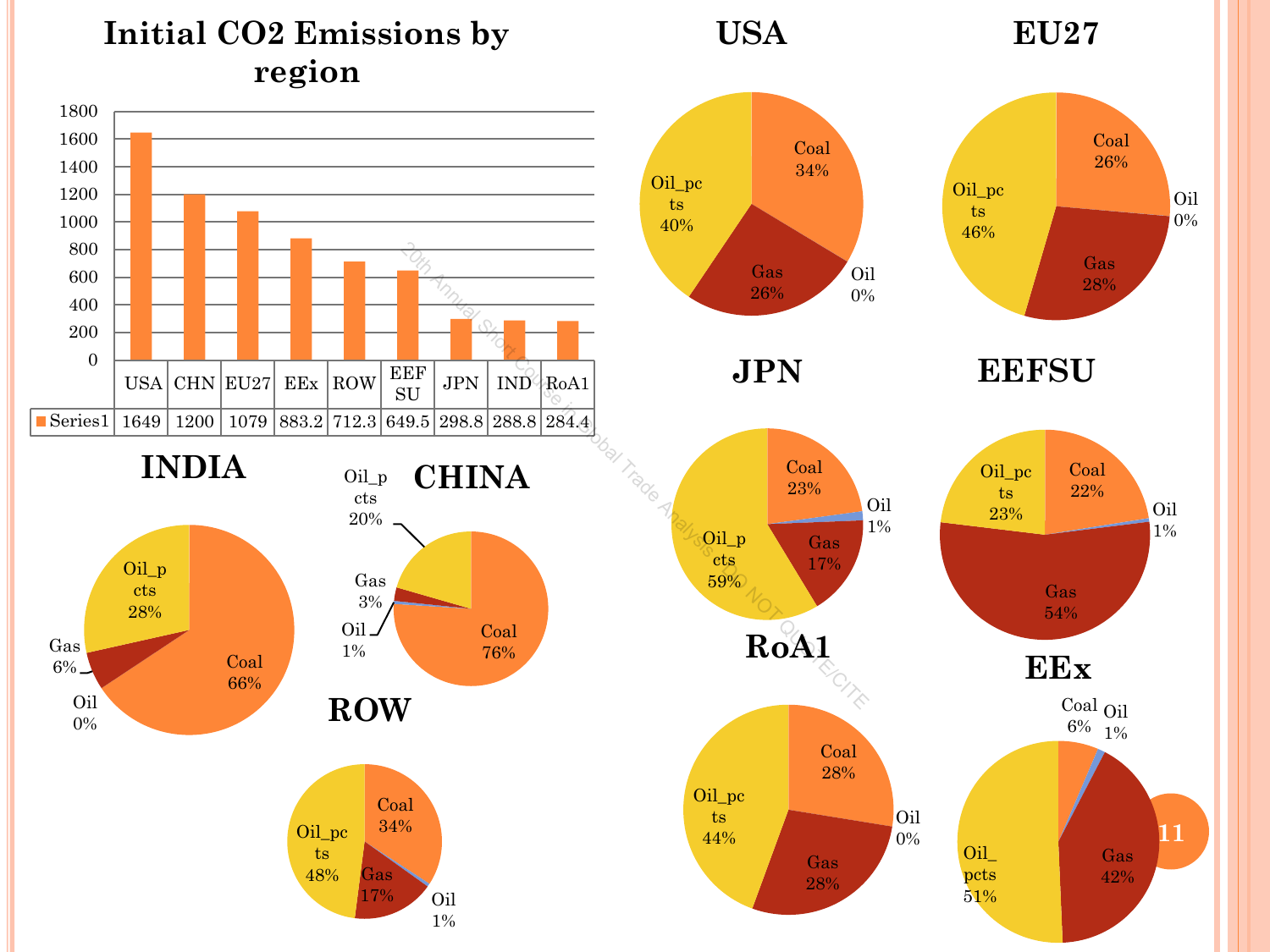# Initial $CO_2$ Emissions by region

| | USA | CHN | EU27 | EEx | ROW | EEFSU | JPN | IND | RoA1 |
|---|---|---|---|---|---|---|---|---|---|
| Series1 | 1649 | 1200 | 1079 | 883.2 | 712.3 | 649.5 | 298.8 | 288.8 | 284.4 |

## USA

- Coal 34%
- Gas 26%
- Oil 0%
- Oil_pcts 40%

## EU27

- Coal 26%
- Gas 28%
- Oil 0%
- Oil_pcts 46%

## JPN

- Coal 23%
- Gas 17%
- Oil 1%
- Oil_pcts 59%

## EEFSU

- Coal 22%
- Gas 54%
- Oil 1%
- Oil_pcts 23%

## INDIA

- Coal 66%
- Gas 6%
- Oil 0%
- Oil_pcts 28%

## CHINA

- Coal 76%
- Gas 3%
- Oil 1%
- Oil_pcts 20%

## ROW

- Coal 34%
- Gas 17%
- Oil 1%
- Oil_pcts 48%

## RoA1

- Coal 28%
- Gas 28%
- Oil 0%
- Oil_pcts 44%

## EEx

- Coal 6%
- Gas 42%
- Oil 1%
- Oil_pcts 51%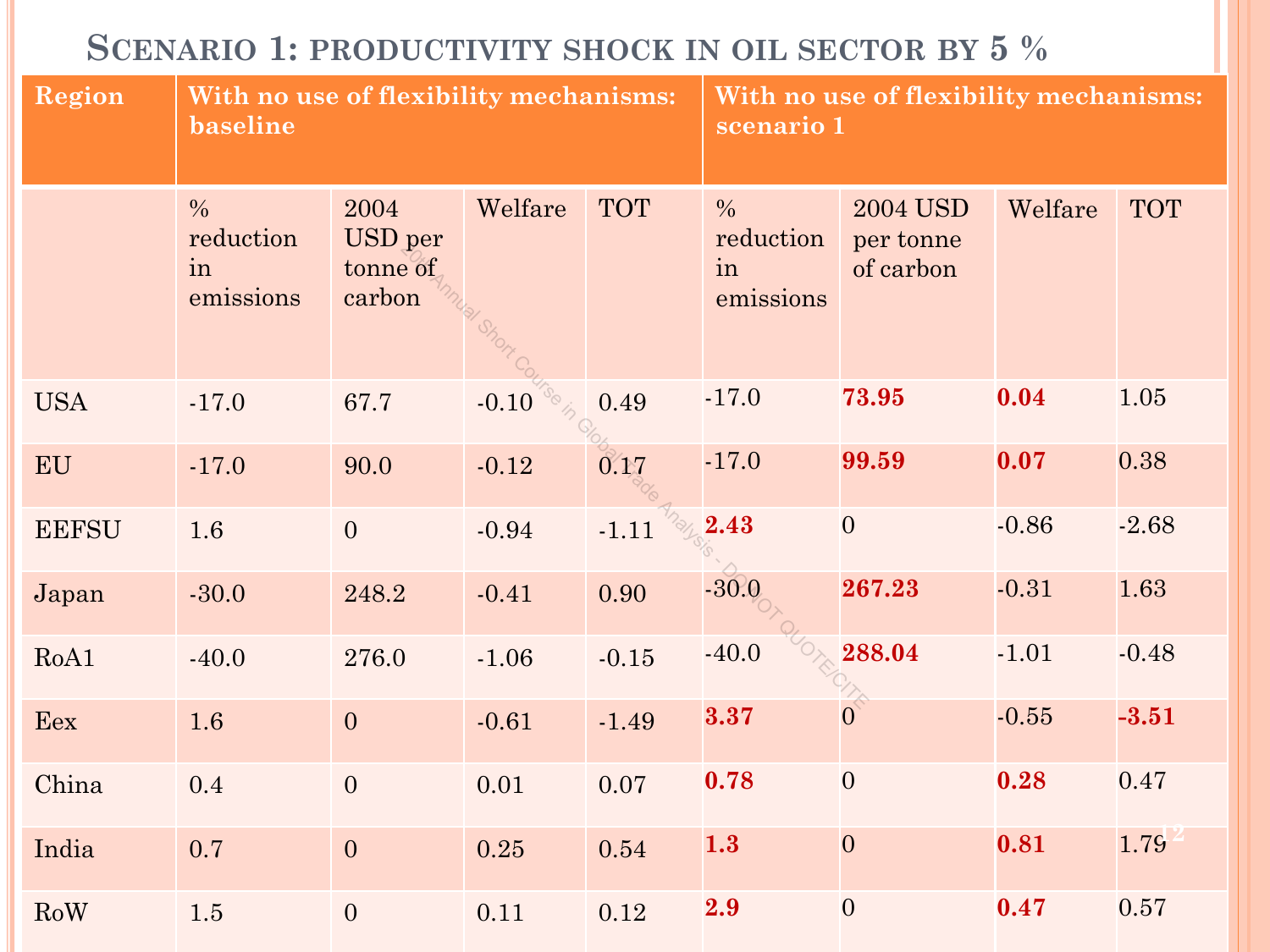# Scenario 1: productivity shock in oil sector by 5 %

| Region | With no use of flexibility mechanisms: baseline | | | | With no use of flexibility mechanisms: scenario 1 | | | |
|---|---|---|---|---|---|---|---|---|
| | % reduction in emissions | 2004 USD per tonne of carbon | Welfare | TOT | % reduction in emissions | 2004 USD per tonne of carbon | Welfare | TOT |
| USA | -17.0 | 67.7 | -0.10 | 0.49 | -17.0 | **73.95** | **0.04** | 1.05 |
| EU | -17.0 | 90.0 | -0.12 | 0.17 | -17.0 | **99.59** | **0.07** | 0.38 |
| EEFSU | 1.6 | 0 | -0.94 | -1.11 | **2.43** | 0 | -0.86 | -2.68 |
| Japan | -30.0 | 248.2 | -0.41 | 0.90 | -30.0 | **267.23** | -0.31 | 1.63 |
| RoA1 | -40.0 | 276.0 | -1.06 | -0.15 | -40.0 | **288.04** | -1.01 | -0.48 |
| Eex | 1.6 | 0 | -0.61 | -1.49 | **3.37** | 0 | -0.55 | **-3.51** |
| China | 0.4 | 0 | 0.01 | 0.07 | **0.78** | 0 | **0.28** | 0.47 |
| India | 0.7 | 0 | 0.25 | 0.54 | **1.3** | 0 | **0.81** | 1.79 |
| RoW | 1.5 | 0 | 0.11 | 0.12 | **2.9** | 0 | **0.47** | 0.57 |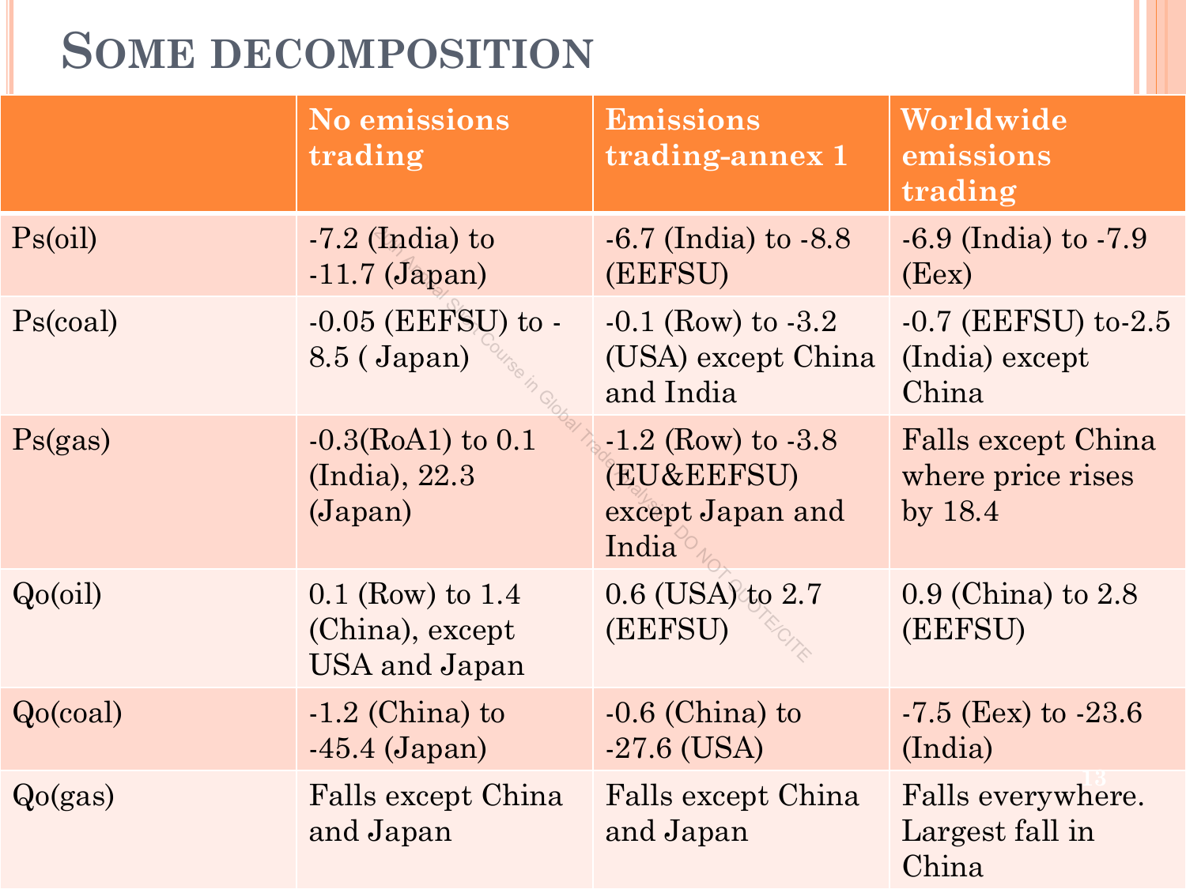# Some decomposition

| | No emissions trading | Emissions trading-annex 1 | Worldwide emissions trading |
|---|---|---|---|
| Ps(oil) | -7.2 (India) to -11.7 (Japan) | -6.7 (India) to -8.8 (EEFSU) | -6.9 (India) to -7.9 (Eex) |
| Ps(coal) | -0.05 (EEFSU) to -8.5 ( Japan) | -0.1 (Row) to -3.2 (USA) except China and India | -0.7 (EEFSU) to-2.5 (India) except China |
| Ps(gas) | -0.3(RoA1) to 0.1 (India), 22.3 (Japan) | -1.2 (Row) to -3.8 (EU&EEFSU) except Japan and India | Falls except China where price rises by 18.4 |
| Qo(oil) | 0.1 (Row) to 1.4 (China), except USA and Japan | 0.6 (USA) to 2.7 (EEFSU) | 0.9 (China) to 2.8 (EEFSU) |
| Qo(coal) | -1.2 (China) to -45.4 (Japan) | -0.6 (China) to -27.6 (USA) | -7.5 (Eex) to -23.6 (India) |
| Qo(gas) | Falls except China and Japan | Falls except China and Japan | Falls everywhere. Largest fall in China |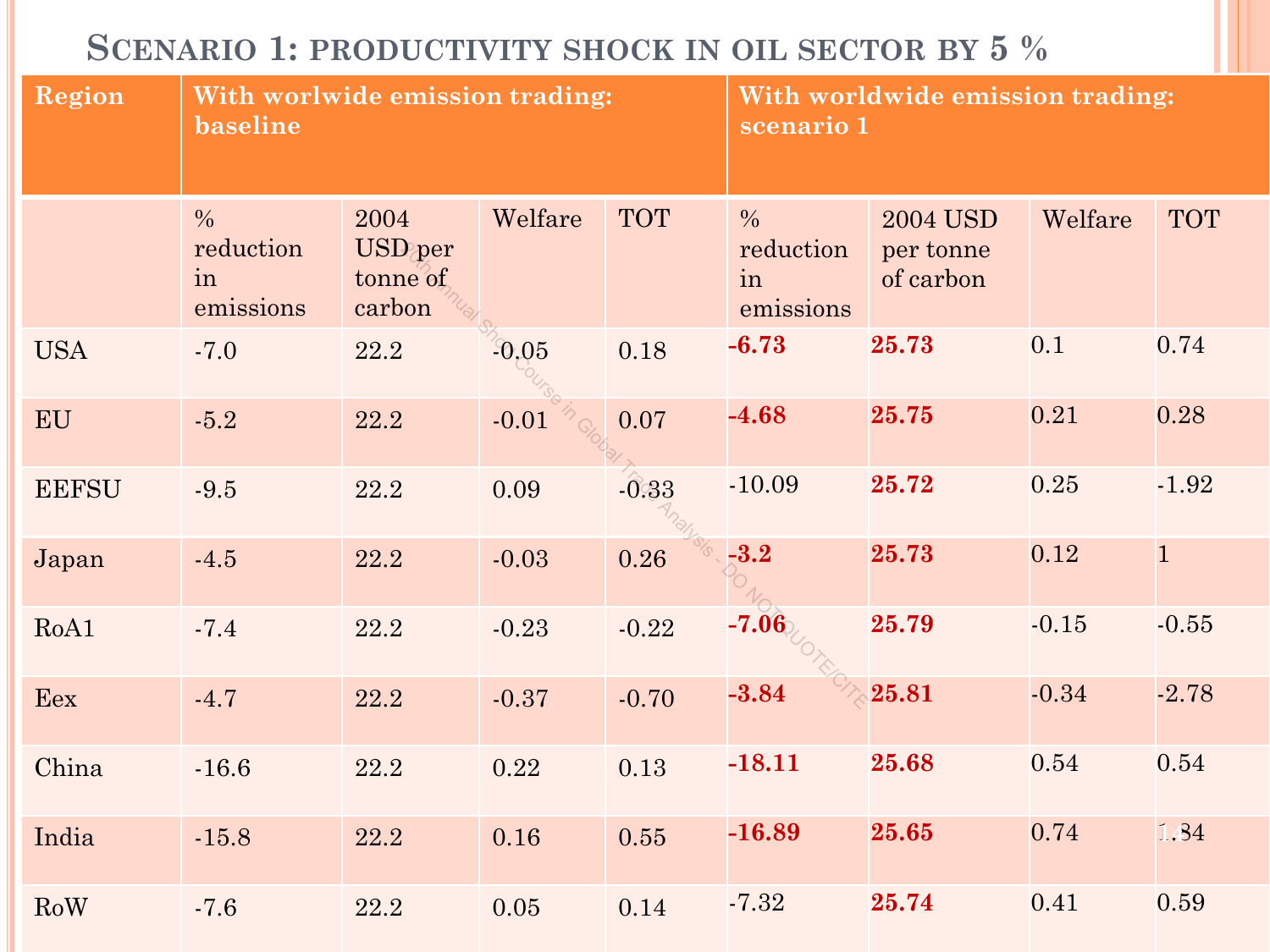# Scenario 1: productivity shock in oil sector by 5 %

| Region | With worlwide emission trading: baseline | | | | With worldwide emission trading: scenario 1 | | | |
|---|---|---|---|---|---|---|---|---|
| | % reduction in emissions | 2004 USD per tonne of carbon | Welfare | TOT | % reduction in emissions | 2004 USD per tonne of carbon | Welfare | TOT |
| USA | -7.0 | 22.2 | -0.05 | 0.18 | **-6.73** | **25.73** | 0.1 | 0.74 |
| EU | -5.2 | 22.2 | -0.01 | 0.07 | **-4.68** | **25.75** | 0.21 | 0.28 |
| EEFSU | -9.5 | 22.2 | 0.09 | -0.33 | -10.09 | **25.72** | 0.25 | -1.92 |
| Japan | -4.5 | 22.2 | -0.03 | 0.26 | **-3.2** | **25.73** | 0.12 | 1 |
| RoA1 | -7.4 | 22.2 | -0.23 | -0.22 | **-7.06** | **25.79** | -0.15 | -0.55 |
| Eex | -4.7 | 22.2 | -0.37 | -0.70 | **-3.84** | **25.81** | -0.34 | -2.78 |
| China | -16.6 | 22.2 | 0.22 | 0.13 | **-18.11** | **25.68** | 0.54 | 0.54 |
| India | -15.8 | 22.2 | 0.16 | 0.55 | **-16.89** | **25.65** | 0.74 | 1.84 |
| RoW | -7.6 | 22.2 | 0.05 | 0.14 | -7.32 | **25.74** | 0.41 | 0.59 |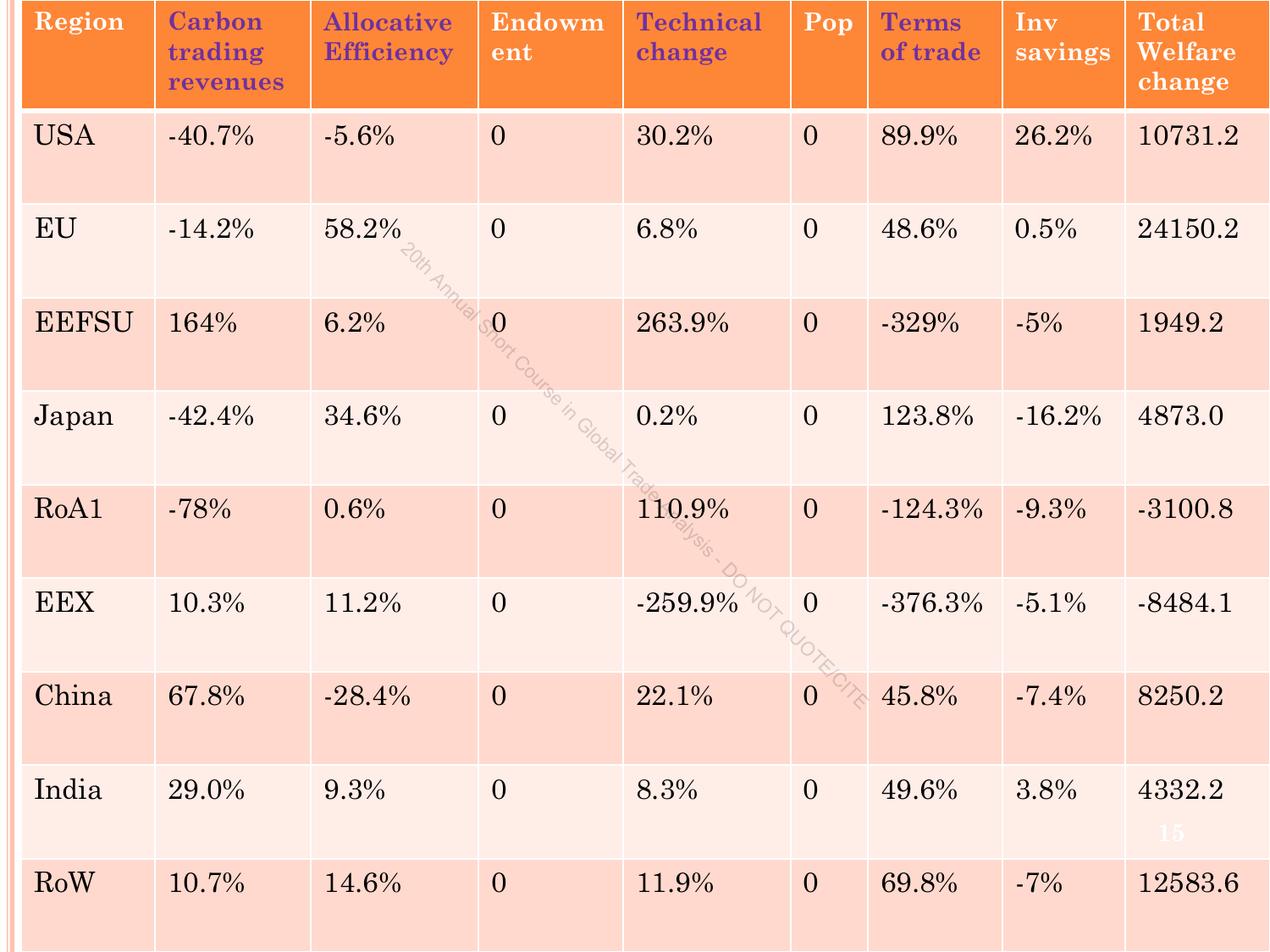| Region | Carbon trading revenues | Allocative Efficiency | Endowment | Technical change | Pop | Terms of trade | Inv savings | Total Welfare change |
|---|---|---|---|---|---|---|---|---|
| USA | -40.7% | -5.6% | 0 | 30.2% | 0 | 89.9% | 26.2% | 10731.2 |
| EU | -14.2% | 58.2% | 0 | 6.8% | 0 | 48.6% | 0.5% | 24150.2 |
| EEFSU | 164% | 6.2% | 0 | 263.9% | 0 | -329% | -5% | 1949.2 |
| Japan | -42.4% | 34.6% | 0 | 0.2% | 0 | 123.8% | -16.2% | 4873.0 |
| RoA1 | -78% | 0.6% | 0 | 110.9% | 0 | -124.3% | -9.3% | -3100.8 |
| EEX | 10.3% | 11.2% | 0 | -259.9% | 0 | -376.3% | -5.1% | -8484.1 |
| China | 67.8% | -28.4% | 0 | 22.1% | 0 | 45.8% | -7.4% | 8250.2 |
| India | 29.0% | 9.3% | 0 | 8.3% | 0 | 49.6% | 3.8% | 4332.2 |
| RoW | 10.7% | 14.6% | 0 | 11.9% | 0 | 69.8% | -7% | 12583.6 |